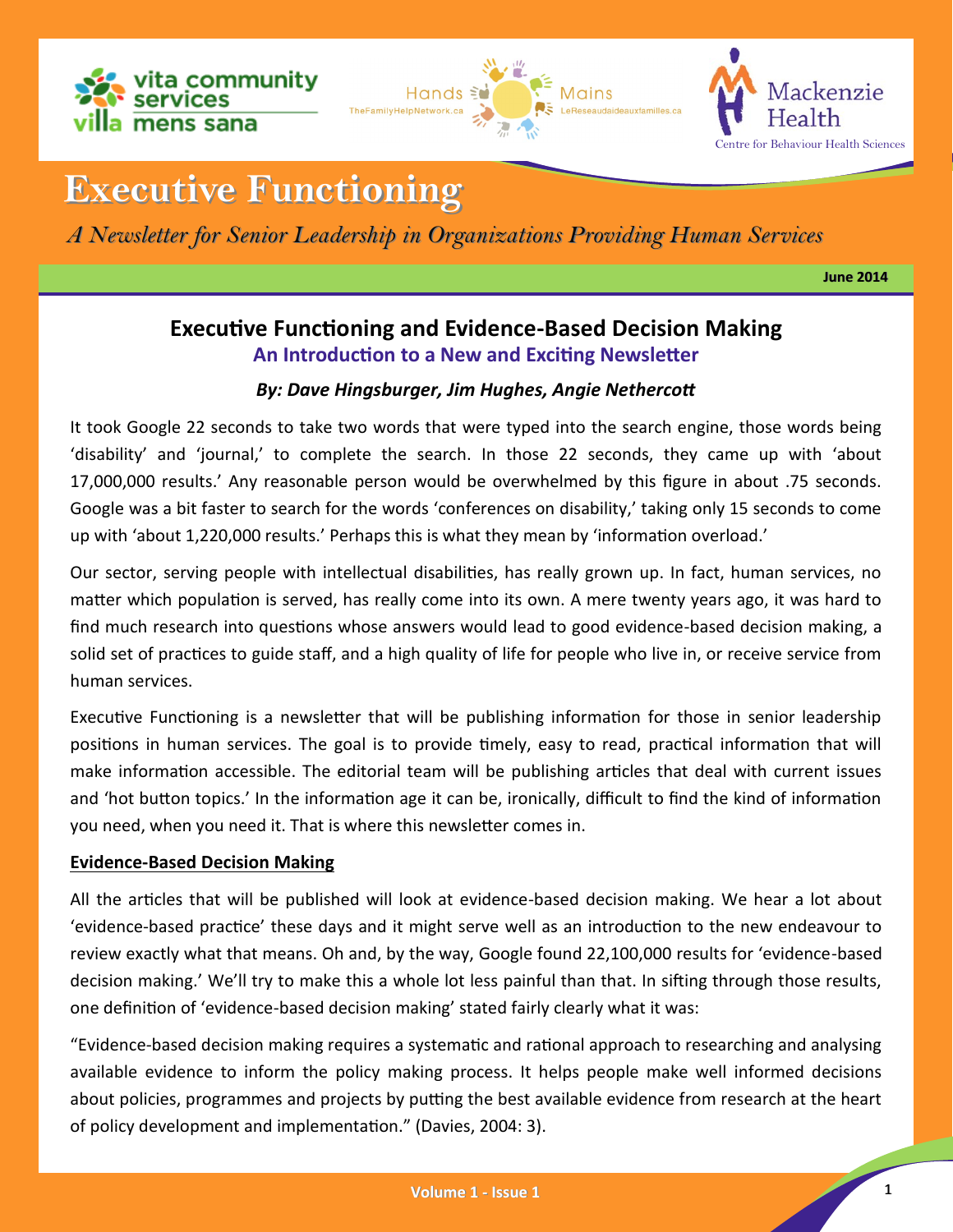# Executive Functioning

*A Newsletter for Senior Leadership in Organizations Providing Human Services*

**June 2014**

## Executive Functioning and Evidence-Based Decision Making

### An Introduction to a New and Exciting Newsletter

***By: Dave Hingsburger, Jim Hughes, Angie Nethercott***

It took Google 22 seconds to take two words that were typed into the search engine, those words being 'disability' and 'journal,' to complete the search. In those 22 seconds, they came up with 'about 17,000,000 results.' Any reasonable person would be overwhelmed by this figure in about .75 seconds. Google was a bit faster to search for the words 'conferences on disability,' taking only 15 seconds to come up with 'about 1,220,000 results.' Perhaps this is what they mean by 'information overload.'

Our sector, serving people with intellectual disabilities, has really grown up. In fact, human services, no matter which population is served, has really come into its own. A mere twenty years ago, it was hard to find much research into questions whose answers would lead to good evidence-based decision making, a solid set of practices to guide staff, and a high quality of life for people who live in, or receive service from human services.

Executive Functioning is a newsletter that will be publishing information for those in senior leadership positions in human services. The goal is to provide timely, easy to read, practical information that will make information accessible. The editorial team will be publishing articles that deal with current issues and 'hot button topics.' In the information age it can be, ironically, difficult to find the kind of information you need, when you need it. That is where this newsletter comes in.

**Evidence-Based Decision Making**

All the articles that will be published will look at evidence-based decision making. We hear a lot about 'evidence-based practice' these days and it might serve well as an introduction to the new endeavour to review exactly what that means. Oh and, by the way, Google found 22,100,000 results for 'evidence-based decision making.' We'll try to make this a whole lot less painful than that. In sifting through those results, one definition of 'evidence-based decision making' stated fairly clearly what it was:

"Evidence-based decision making requires a systematic and rational approach to researching and analysing available evidence to inform the policy making process. It helps people make well informed decisions about policies, programmes and projects by putting the best available evidence from research at the heart of policy development and implementation." (Davies, 2004: 3).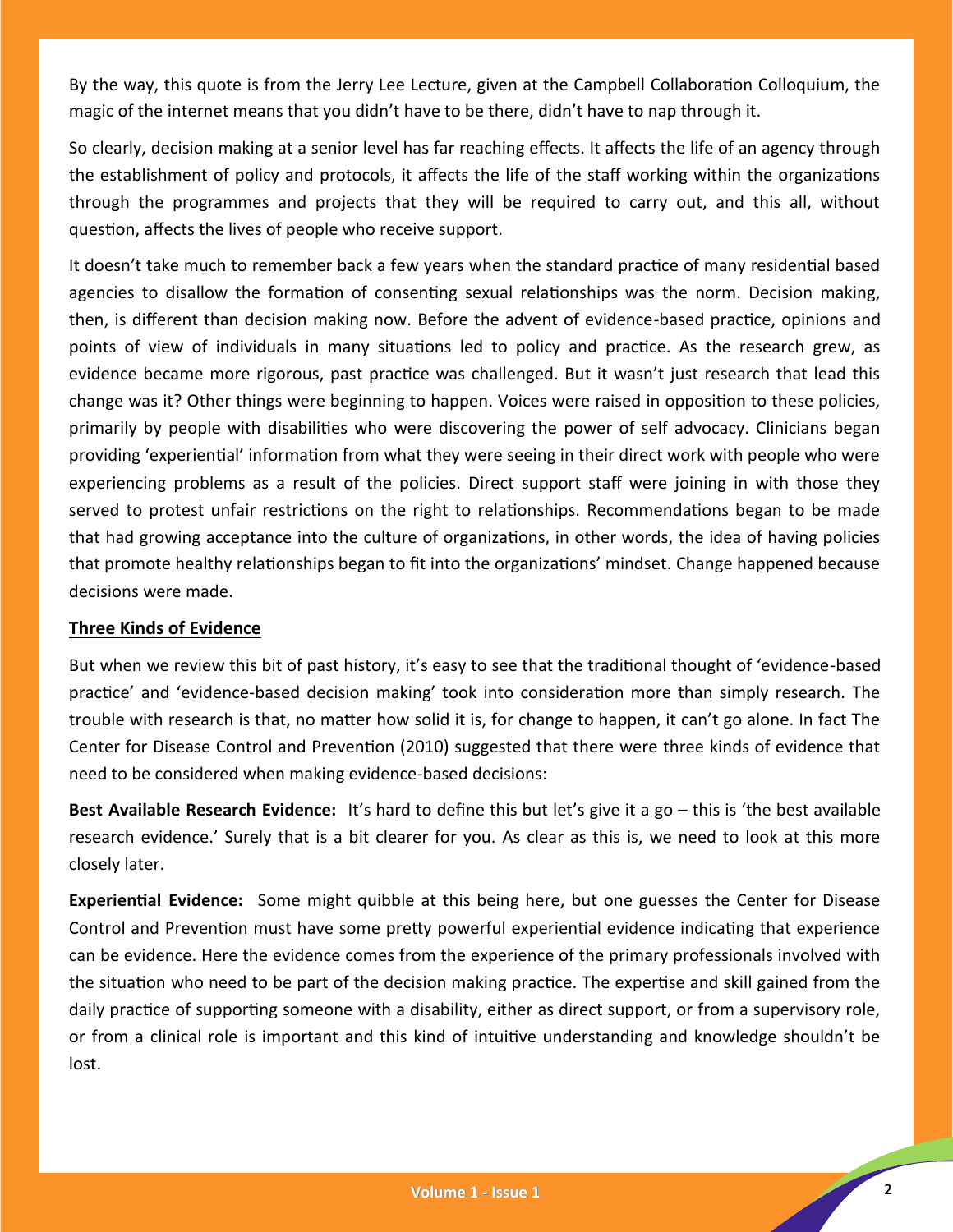By the way, this quote is from the Jerry Lee Lecture, given at the Campbell Collaboration Colloquium, the magic of the internet means that you didn't have to be there, didn't have to nap through it.

So clearly, decision making at a senior level has far reaching effects. It affects the life of an agency through the establishment of policy and protocols, it affects the life of the staff working within the organizations through the programmes and projects that they will be required to carry out, and this all, without question, affects the lives of people who receive support.

It doesn't take much to remember back a few years when the standard practice of many residential based agencies to disallow the formation of consenting sexual relationships was the norm. Decision making, then, is different than decision making now. Before the advent of evidence-based practice, opinions and points of view of individuals in many situations led to policy and practice. As the research grew, as evidence became more rigorous, past practice was challenged. But it wasn't just research that lead this change was it? Other things were beginning to happen. Voices were raised in opposition to these policies, primarily by people with disabilities who were discovering the power of self advocacy. Clinicians began providing 'experiential' information from what they were seeing in their direct work with people who were experiencing problems as a result of the policies. Direct support staff were joining in with those they served to protest unfair restrictions on the right to relationships. Recommendations began to be made that had growing acceptance into the culture of organizations, in other words, the idea of having policies that promote healthy relationships began to fit into the organizations' mindset. Change happened because decisions were made.

## Three Kinds of Evidence

But when we review this bit of past history, it's easy to see that the traditional thought of 'evidence-based practice' and 'evidence-based decision making' took into consideration more than simply research. The trouble with research is that, no matter how solid it is, for change to happen, it can't go alone. In fact The Center for Disease Control and Prevention (2010) suggested that there were three kinds of evidence that need to be considered when making evidence-based decisions:

**Best Available Research Evidence:** It's hard to define this but let's give it a go – this is 'the best available research evidence.' Surely that is a bit clearer for you. As clear as this is, we need to look at this more closely later.

**Experiential Evidence:** Some might quibble at this being here, but one guesses the Center for Disease Control and Prevention must have some pretty powerful experiential evidence indicating that experience can be evidence. Here the evidence comes from the experience of the primary professionals involved with the situation who need to be part of the decision making practice. The expertise and skill gained from the daily practice of supporting someone with a disability, either as direct support, or from a supervisory role, or from a clinical role is important and this kind of intuitive understanding and knowledge shouldn't be lost.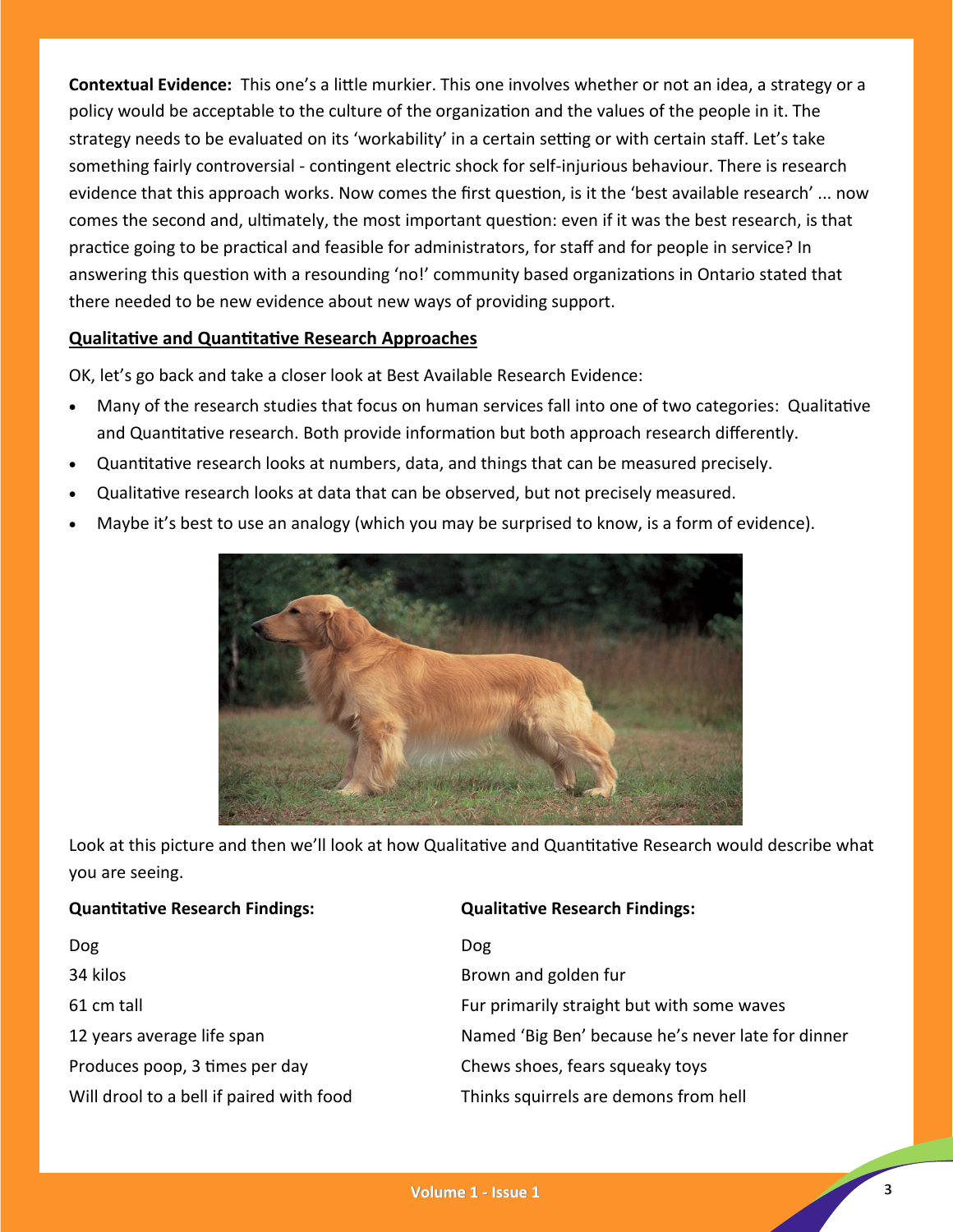**Contextual Evidence:** This one's a little murkier. This one involves whether or not an idea, a strategy or a policy would be acceptable to the culture of the organization and the values of the people in it. The strategy needs to be evaluated on its 'workability' in a certain setting or with certain staff. Let's take something fairly controversial - contingent electric shock for self-injurious behaviour. There is research evidence that this approach works. Now comes the first question, is it the 'best available research' ... now comes the second and, ultimately, the most important question: even if it was the best research, is that practice going to be practical and feasible for administrators, for staff and for people in service? In answering this question with a resounding 'no!' community based organizations in Ontario stated that there needed to be new evidence about new ways of providing support.

## Qualitative and Quantitative Research Approaches

OK, let's go back and take a closer look at Best Available Research Evidence:

- Many of the research studies that focus on human services fall into one of two categories: Qualitative and Quantitative research. Both provide information but both approach research differently.
- Quantitative research looks at numbers, data, and things that can be measured precisely.
- Qualitative research looks at data that can be observed, but not precisely measured.
- Maybe it's best to use an analogy (which you may be surprised to know, is a form of evidence).

Look at this picture and then we'll look at how Qualitative and Quantitative Research would describe what you are seeing.

| **Quantitative Research Findings:** | **Qualitative Research Findings:** |
|---|---|
| Dog | Dog |
| 34 kilos | Brown and golden fur |
| 61 cm tall | Fur primarily straight but with some waves |
| 12 years average life span | Named 'Big Ben' because he's never late for dinner |
| Produces poop, 3 times per day | Chews shoes, fears squeaky toys |
| Will drool to a bell if paired with food | Thinks squirrels are demons from hell |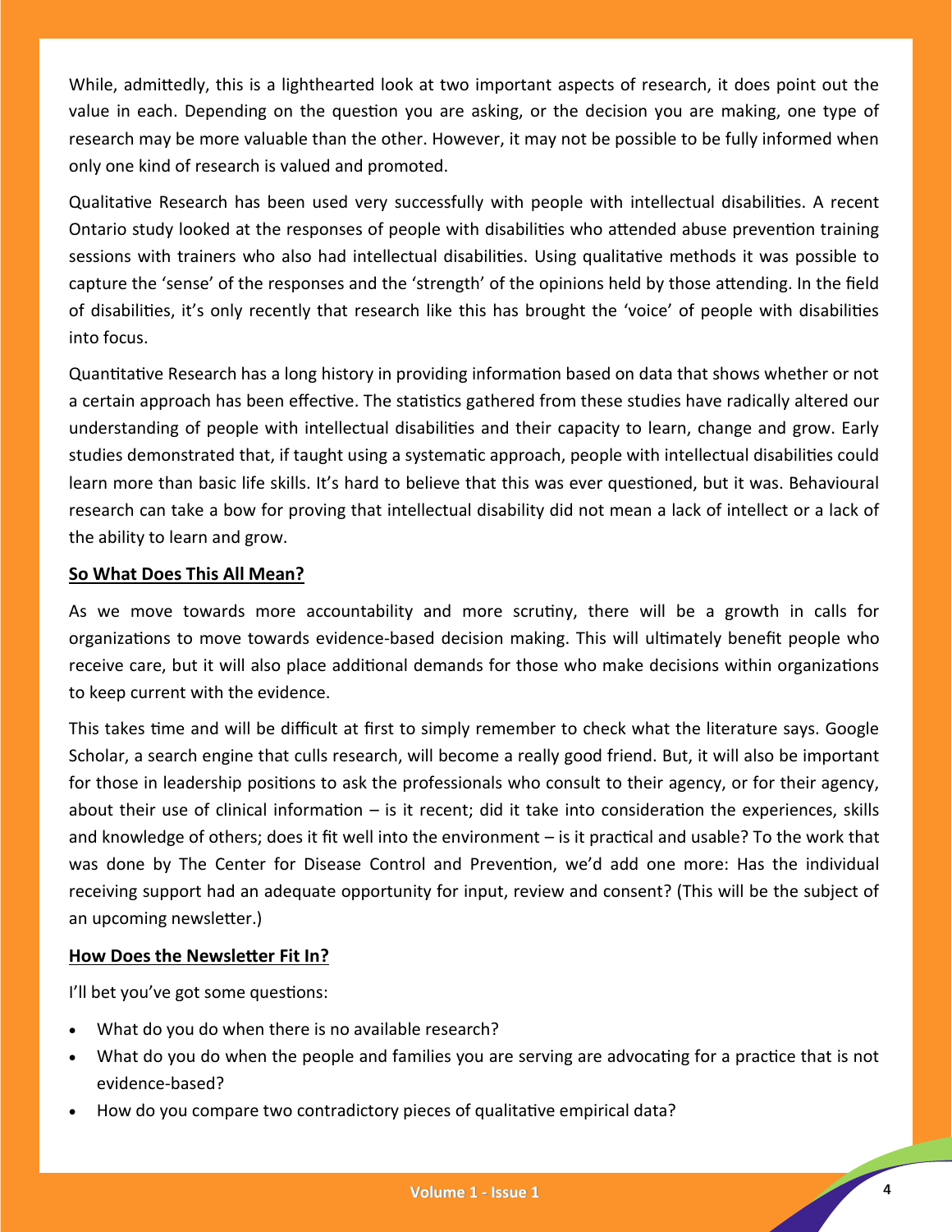While, admittedly, this is a lighthearted look at two important aspects of research, it does point out the value in each. Depending on the question you are asking, or the decision you are making, one type of research may be more valuable than the other. However, it may not be possible to be fully informed when only one kind of research is valued and promoted.

Qualitative Research has been used very successfully with people with intellectual disabilities. A recent Ontario study looked at the responses of people with disabilities who attended abuse prevention training sessions with trainers who also had intellectual disabilities. Using qualitative methods it was possible to capture the 'sense' of the responses and the 'strength' of the opinions held by those attending. In the field of disabilities, it's only recently that research like this has brought the 'voice' of people with disabilities into focus.

Quantitative Research has a long history in providing information based on data that shows whether or not a certain approach has been effective. The statistics gathered from these studies have radically altered our understanding of people with intellectual disabilities and their capacity to learn, change and grow. Early studies demonstrated that, if taught using a systematic approach, people with intellectual disabilities could learn more than basic life skills. It's hard to believe that this was ever questioned, but it was. Behavioural research can take a bow for proving that intellectual disability did not mean a lack of intellect or a lack of the ability to learn and grow.

## So What Does This All Mean?

As we move towards more accountability and more scrutiny, there will be a growth in calls for organizations to move towards evidence-based decision making. This will ultimately benefit people who receive care, but it will also place additional demands for those who make decisions within organizations to keep current with the evidence.

This takes time and will be difficult at first to simply remember to check what the literature says. Google Scholar, a search engine that culls research, will become a really good friend. But, it will also be important for those in leadership positions to ask the professionals who consult to their agency, or for their agency, about their use of clinical information – is it recent; did it take into consideration the experiences, skills and knowledge of others; does it fit well into the environment – is it practical and usable? To the work that was done by The Center for Disease Control and Prevention, we'd add one more: Has the individual receiving support had an adequate opportunity for input, review and consent? (This will be the subject of an upcoming newsletter.)

## How Does the Newsletter Fit In?

I'll bet you've got some questions:

- What do you do when there is no available research?
- What do you do when the people and families you are serving are advocating for a practice that is not evidence-based?
- How do you compare two contradictory pieces of qualitative empirical data?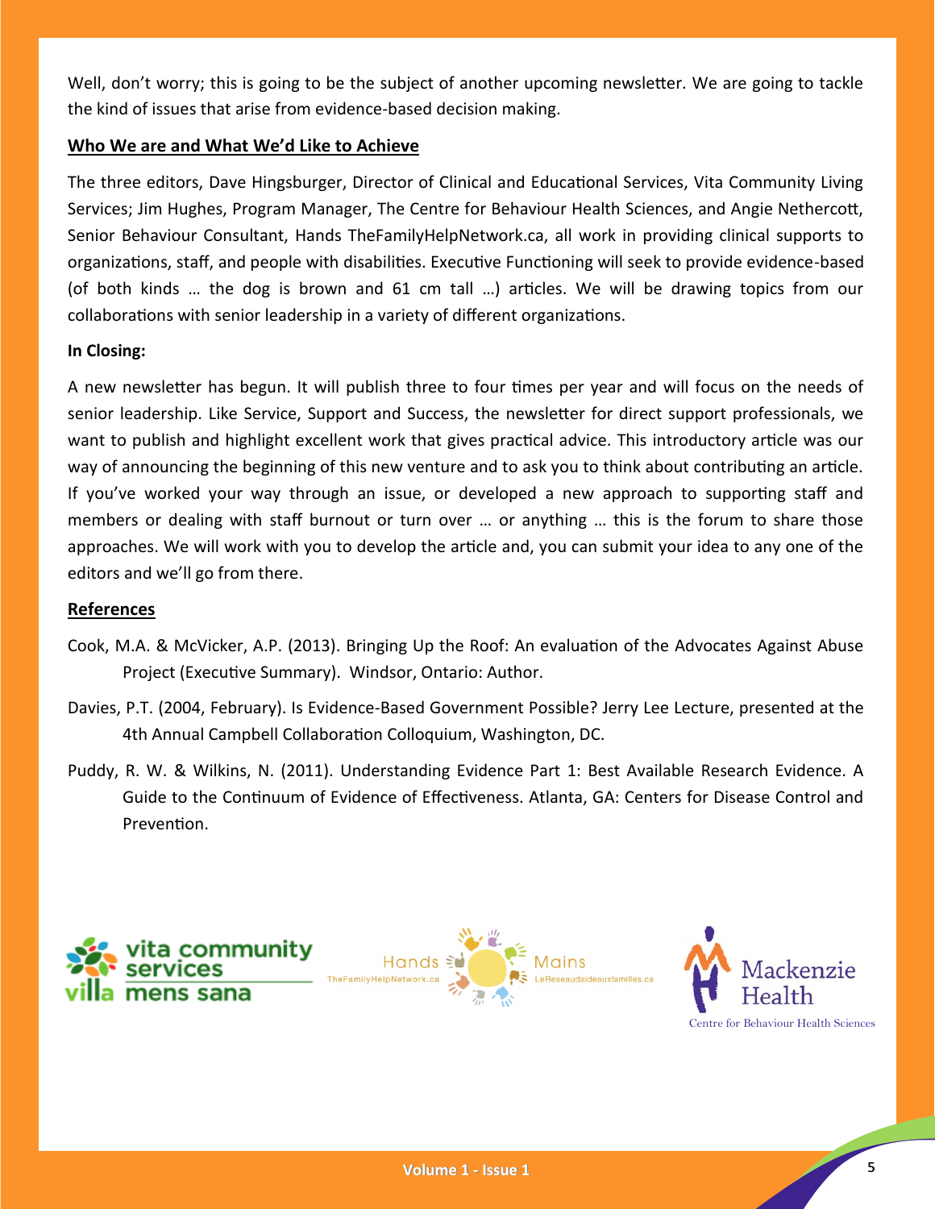Well, don't worry; this is going to be the subject of another upcoming newsletter. We are going to tackle the kind of issues that arise from evidence-based decision making.

## Who We are and What We'd Like to Achieve

The three editors, Dave Hingsburger, Director of Clinical and Educational Services, Vita Community Living Services; Jim Hughes, Program Manager, The Centre for Behaviour Health Sciences, and Angie Nethercott, Senior Behaviour Consultant, Hands TheFamilyHelpNetwork.ca, all work in providing clinical supports to organizations, staff, and people with disabilities. Executive Functioning will seek to provide evidence-based (of both kinds … the dog is brown and 61 cm tall …) articles. We will be drawing topics from our collaborations with senior leadership in a variety of different organizations.

**In Closing:**

A new newsletter has begun. It will publish three to four times per year and will focus on the needs of senior leadership. Like Service, Support and Success, the newsletter for direct support professionals, we want to publish and highlight excellent work that gives practical advice. This introductory article was our way of announcing the beginning of this new venture and to ask you to think about contributing an article. If you've worked your way through an issue, or developed a new approach to supporting staff and members or dealing with staff burnout or turn over … or anything … this is the forum to share those approaches. We will work with you to develop the article and, you can submit your idea to any one of the editors and we'll go from there.

## References

Cook, M.A. & McVicker, A.P. (2013). Bringing Up the Roof: An evaluation of the Advocates Against Abuse Project (Executive Summary). Windsor, Ontario: Author.

Davies, P.T. (2004, February). Is Evidence-Based Government Possible? Jerry Lee Lecture, presented at the 4th Annual Campbell Collaboration Colloquium, Washington, DC.

Puddy, R. W. & Wilkins, N. (2011). Understanding Evidence Part 1: Best Available Research Evidence. A Guide to the Continuum of Evidence of Effectiveness. Atlanta, GA: Centers for Disease Control and Prevention.

vita community services villa mens sana

Hands TheFamilyHelpNetwork.ca Mains LeReseaudaideauxfamilles.ca

Mackenzie Health Centre for Behaviour Health Sciences